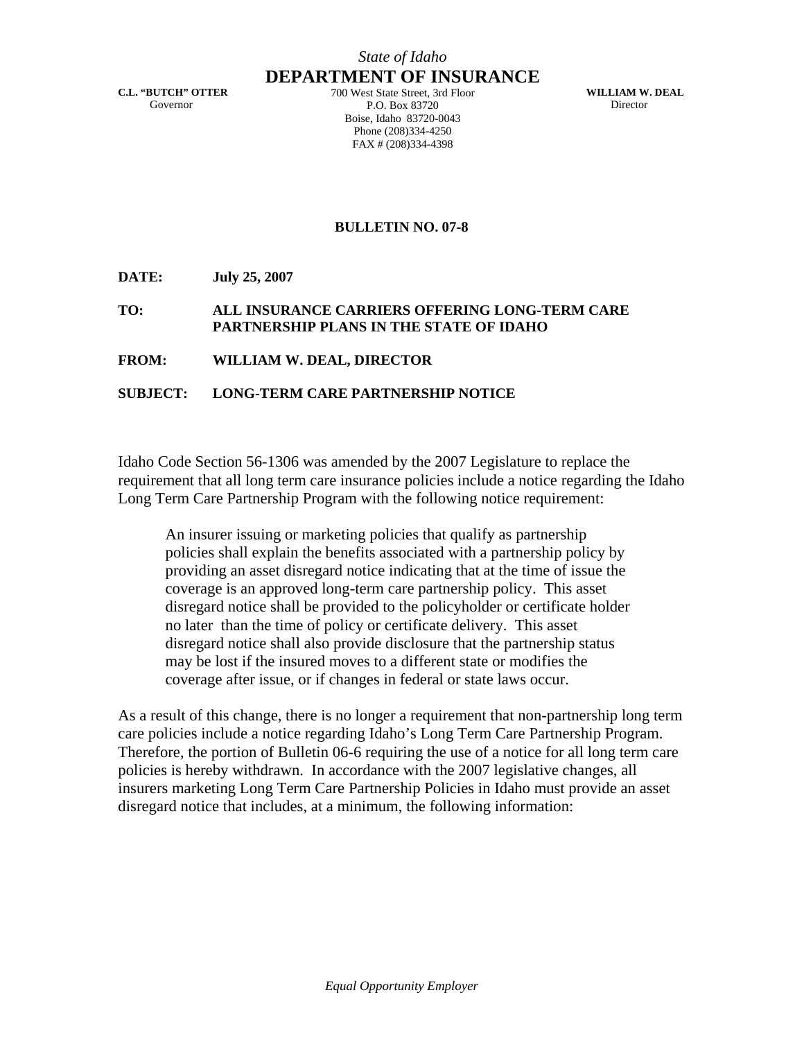*State of Idaho*

# DEPARTMENT OF INSURANCE

**C.L. "BUTCH" OTTER**
Governor

700 West State Street, 3rd Floor
P.O. Box 83720
Boise, Idaho 83720-0043
Phone (208)334-4250
FAX # (208)334-4398

**WILLIAM W. DEAL**
Director

**BULLETIN NO. 07-8**

**DATE:** **July 25, 2007**

**TO:** **ALL INSURANCE CARRIERS OFFERING LONG-TERM CARE PARTNERSHIP PLANS IN THE STATE OF IDAHO**

**FROM:** **WILLIAM W. DEAL, DIRECTOR**

**SUBJECT:** **LONG-TERM CARE PARTNERSHIP NOTICE**

Idaho Code Section 56-1306 was amended by the 2007 Legislature to replace the requirement that all long term care insurance policies include a notice regarding the Idaho Long Term Care Partnership Program with the following notice requirement:

> An insurer issuing or marketing policies that qualify as partnership policies shall explain the benefits associated with a partnership policy by providing an asset disregard notice indicating that at the time of issue the coverage is an approved long-term care partnership policy. This asset disregard notice shall be provided to the policyholder or certificate holder no later than the time of policy or certificate delivery. This asset disregard notice shall also provide disclosure that the partnership status may be lost if the insured moves to a different state or modifies the coverage after issue, or if changes in federal or state laws occur.

As a result of this change, there is no longer a requirement that non-partnership long term care policies include a notice regarding Idaho's Long Term Care Partnership Program. Therefore, the portion of Bulletin 06-6 requiring the use of a notice for all long term care policies is hereby withdrawn. In accordance with the 2007 legislative changes, all insurers marketing Long Term Care Partnership Policies in Idaho must provide an asset disregard notice that includes, at a minimum, the following information:

*Equal Opportunity Employer*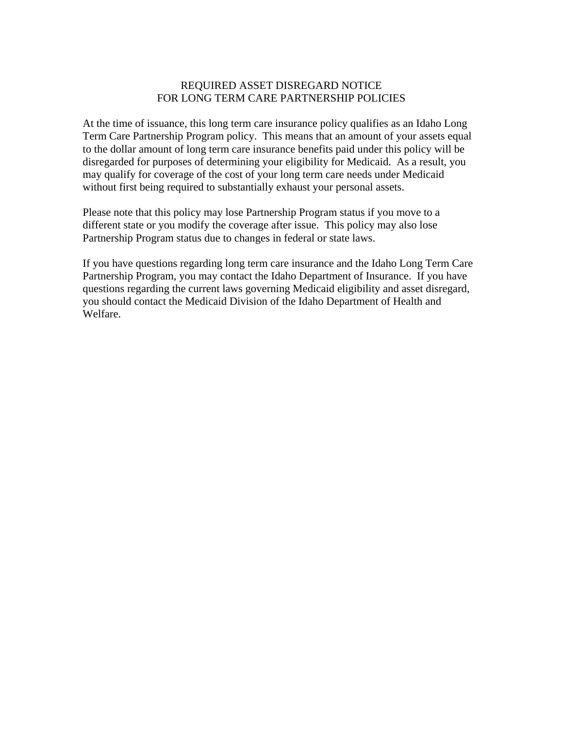# REQUIRED ASSET DISREGARD NOTICE
# FOR LONG TERM CARE PARTNERSHIP POLICIES

At the time of issuance, this long term care insurance policy qualifies as an Idaho Long Term Care Partnership Program policy. This means that an amount of your assets equal to the dollar amount of long term care insurance benefits paid under this policy will be disregarded for purposes of determining your eligibility for Medicaid. As a result, you may qualify for coverage of the cost of your long term care needs under Medicaid without first being required to substantially exhaust your personal assets.

Please note that this policy may lose Partnership Program status if you move to a different state or you modify the coverage after issue. This policy may also lose Partnership Program status due to changes in federal or state laws.

If you have questions regarding long term care insurance and the Idaho Long Term Care Partnership Program, you may contact the Idaho Department of Insurance. If you have questions regarding the current laws governing Medicaid eligibility and asset disregard, you should contact the Medicaid Division of the Idaho Department of Health and Welfare.